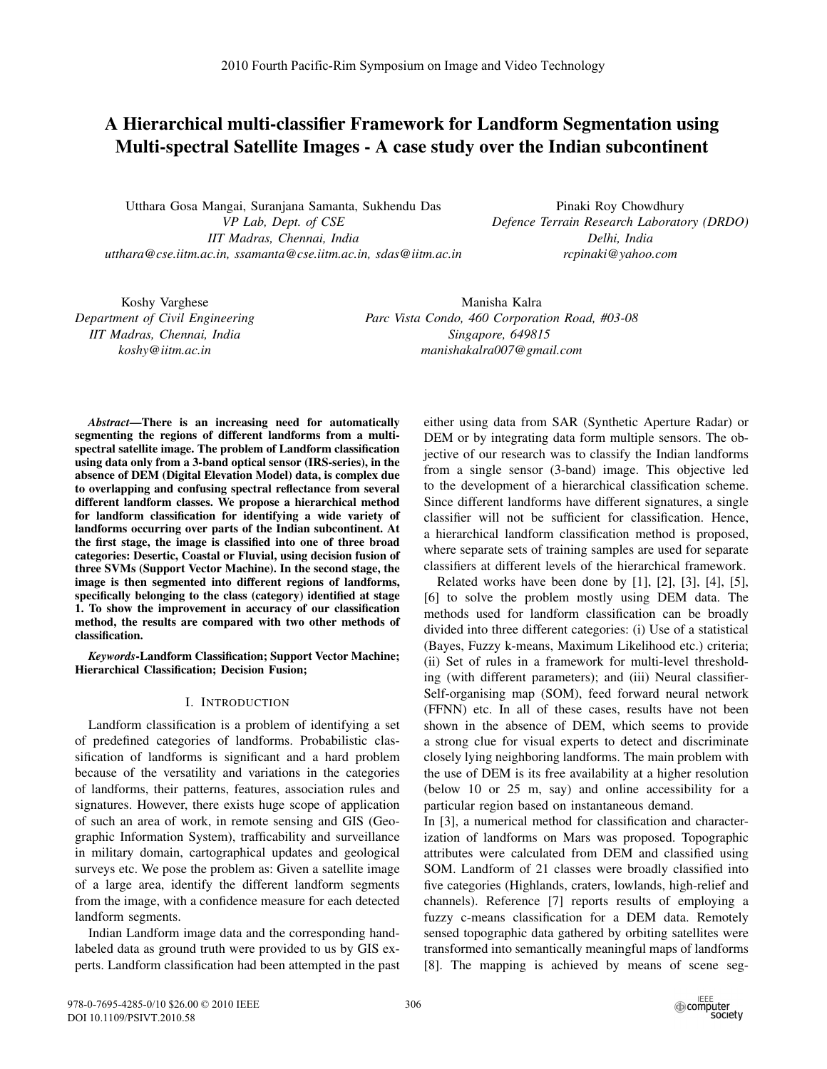# A Hierarchical multi-classifier Framework for Landform Segmentation using Multi-spectral Satellite Images - A case study over the Indian subcontinent

Utthara Gosa Mangai, Suranjana Samanta, Sukhendu Das
*VP Lab, Dept. of CSE*
*IIT Madras, Chennai, India*
*utthara@cse.iitm.ac.in, ssamanta@cse.iitm.ac.in, sdas@iitm.ac.in*

Pinaki Roy Chowdhury
*Defence Terrain Research Laboratory (DRDO)*
*Delhi, India*
*rcpinaki@yahoo.com*

Koshy Varghese
*Department of Civil Engineering*
*IIT Madras, Chennai, India*
*koshy@iitm.ac.in*

Manisha Kalra
*Parc Vista Condo, 460 Corporation Road, #03-08*
*Singapore, 649815*
*manishakalra007@gmail.com*

***Abstract*—There is an increasing need for automatically segmenting the regions of different landforms from a multi-spectral satellite image. The problem of Landform classification using data only from a 3-band optical sensor (IRS-series), in the absence of DEM (Digital Elevation Model) data, is complex due to overlapping and confusing spectral reflectance from several different landform classes. We propose a hierarchical method for landform classification for identifying a wide variety of landforms occurring over parts of the Indian subcontinent. At the first stage, the image is classified into one of three broad categories: Desertic, Coastal or Fluvial, using decision fusion of three SVMs (Support Vector Machine). In the second stage, the image is then segmented into different regions of landforms, specifically belonging to the class (category) identified at stage 1. To show the improvement in accuracy of our classification method, the results are compared with two other methods of classification.**

***Keywords*-Landform Classification; Support Vector Machine; Hierarchical Classification; Decision Fusion;**

## I. Introduction

Landform classification is a problem of identifying a set of predefined categories of landforms. Probabilistic classification of landforms is significant and a hard problem because of the versatility and variations in the categories of landforms, their patterns, features, association rules and signatures. However, there exists huge scope of application of such an area of work, in remote sensing and GIS (Geographic Information System), trafficability and surveillance in military domain, cartographical updates and geological surveys etc. We pose the problem as: Given a satellite image of a large area, identify the different landform segments from the image, with a confidence measure for each detected landform segments.

Indian Landform image data and the corresponding hand-labeled data as ground truth were provided to us by GIS experts. Landform classification had been attempted in the past either using data from SAR (Synthetic Aperture Radar) or DEM or by integrating data form multiple sensors. The objective of our research was to classify the Indian landforms from a single sensor (3-band) image. This objective led to the development of a hierarchical classification scheme. Since different landforms have different signatures, a single classifier will not be sufficient for classification. Hence, a hierarchical landform classification method is proposed, where separate sets of training samples are used for separate classifiers at different levels of the hierarchical framework.

Related works have been done by [1], [2], [3], [4], [5], [6] to solve the problem mostly using DEM data. The methods used for landform classification can be broadly divided into three different categories: (i) Use of a statistical (Bayes, Fuzzy k-means, Maximum Likelihood etc.) criteria; (ii) Set of rules in a framework for multi-level thresholding (with different parameters); and (iii) Neural classifier-Self-organising map (SOM), feed forward neural network (FFNN) etc. In all of these cases, results have not been shown in the absence of DEM, which seems to provide a strong clue for visual experts to detect and discriminate closely lying neighboring landforms. The main problem with the use of DEM is its free availability at a higher resolution (below 10 or 25 m, say) and online accessibility for a particular region based on instantaneous demand.

In [3], a numerical method for classification and characterization of landforms on Mars was proposed. Topographic attributes were calculated from DEM and classified using SOM. Landform of 21 classes were broadly classified into five categories (Highlands, craters, lowlands, high-relief and channels). Reference [7] reports results of employing a fuzzy c-means classification for a DEM data. Remotely sensed topographic data gathered by orbiting satellites were transformed into semantically meaningful maps of landforms [8]. The mapping is achieved by means of scene seg-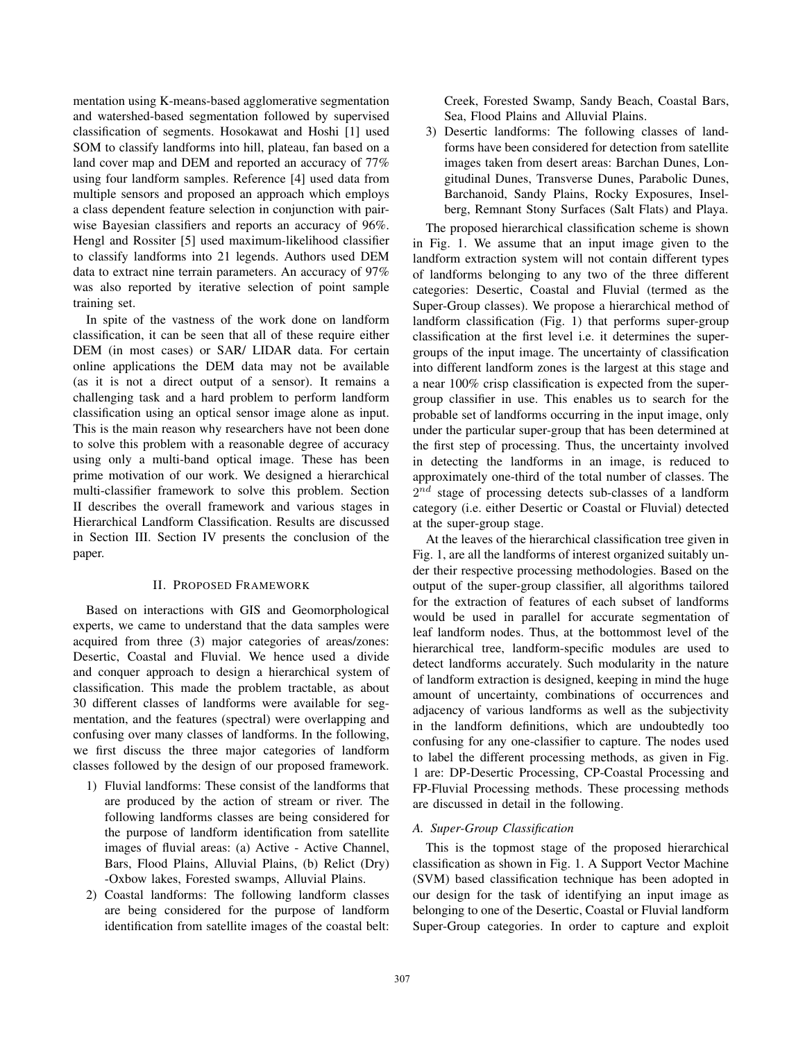mentation using K-means-based agglomerative segmentation and watershed-based segmentation followed by supervised classification of segments. Hosokawat and Hoshi [1] used SOM to classify landforms into hill, plateau, fan based on a land cover map and DEM and reported an accuracy of 77% using four landform samples. Reference [4] used data from multiple sensors and proposed an approach which employs a class dependent feature selection in conjunction with pair-wise Bayesian classifiers and reports an accuracy of 96%. Hengl and Rossiter [5] used maximum-likelihood classifier to classify landforms into 21 legends. Authors used DEM data to extract nine terrain parameters. An accuracy of 97% was also reported by iterative selection of point sample training set.

In spite of the vastness of the work done on landform classification, it can be seen that all of these require either DEM (in most cases) or SAR/ LIDAR data. For certain online applications the DEM data may not be available (as it is not a direct output of a sensor). It remains a challenging task and a hard problem to perform landform classification using an optical sensor image alone as input. This is the main reason why researchers have not been done to solve this problem with a reasonable degree of accuracy using only a multi-band optical image. These has been prime motivation of our work. We designed a hierarchical multi-classifier framework to solve this problem. Section II describes the overall framework and various stages in Hierarchical Landform Classification. Results are discussed in Section III. Section IV presents the conclusion of the paper.

## II. Proposed Framework

Based on interactions with GIS and Geomorphological experts, we came to understand that the data samples were acquired from three (3) major categories of areas/zones: Desertic, Coastal and Fluvial. We hence used a divide and conquer approach to design a hierarchical system of classification. This made the problem tractable, as about 30 different classes of landforms were available for segmentation, and the features (spectral) were overlapping and confusing over many classes of landforms. In the following, we first discuss the three major categories of landform classes followed by the design of our proposed framework.

1) Fluvial landforms: These consist of the landforms that are produced by the action of stream or river. The following landforms classes are being considered for the purpose of landform identification from satellite images of fluvial areas: (a) Active - Active Channel, Bars, Flood Plains, Alluvial Plains, (b) Relict (Dry) -Oxbow lakes, Forested swamps, Alluvial Plains.
2) Coastal landforms: The following landform classes are being considered for the purpose of landform identification from satellite images of the coastal belt: Creek, Forested Swamp, Sandy Beach, Coastal Bars, Sea, Flood Plains and Alluvial Plains.
3) Desertic landforms: The following classes of landforms have been considered for detection from satellite images taken from desert areas: Barchan Dunes, Longitudinal Dunes, Transverse Dunes, Parabolic Dunes, Barchanoid, Sandy Plains, Rocky Exposures, Inselberg, Remnant Stony Surfaces (Salt Flats) and Playa.

The proposed hierarchical classification scheme is shown in Fig. 1. We assume that an input image given to the landform extraction system will not contain different types of landforms belonging to any two of the three different categories: Desertic, Coastal and Fluvial (termed as the Super-Group classes). We propose a hierarchical method of landform classification (Fig. 1) that performs super-group classification at the first level i.e. it determines the super-groups of the input image. The uncertainty of classification into different landform zones is the largest at this stage and a near 100% crisp classification is expected from the super-group classifier in use. This enables us to search for the probable set of landforms occurring in the input image, only under the particular super-group that has been determined at the first step of processing. Thus, the uncertainty involved in detecting the landforms in an image, is reduced to approximately one-third of the total number of classes. The $2^{nd}$ stage of processing detects sub-classes of a landform category (i.e. either Desertic or Coastal or Fluvial) detected at the super-group stage.

At the leaves of the hierarchical classification tree given in Fig. 1, are all the landforms of interest organized suitably under their respective processing methodologies. Based on the output of the super-group classifier, all algorithms tailored for the extraction of features of each subset of landforms would be used in parallel for accurate segmentation of leaf landform nodes. Thus, at the bottommost level of the hierarchical tree, landform-specific modules are used to detect landforms accurately. Such modularity in the nature of landform extraction is designed, keeping in mind the huge amount of uncertainty, combinations of occurrences and adjacency of various landforms as well as the subjectivity in the landform definitions, which are undoubtedly too confusing for any one-classifier to capture. The nodes used to label the different processing methods, as given in Fig. 1 are: DP-Desertic Processing, CP-Coastal Processing and FP-Fluvial Processing methods. These processing methods are discussed in detail in the following.

### A. Super-Group Classification

This is the topmost stage of the proposed hierarchical classification as shown in Fig. 1. A Support Vector Machine (SVM) based classification technique has been adopted in our design for the task of identifying an input image as belonging to one of the Desertic, Coastal or Fluvial landform Super-Group categories. In order to capture and exploit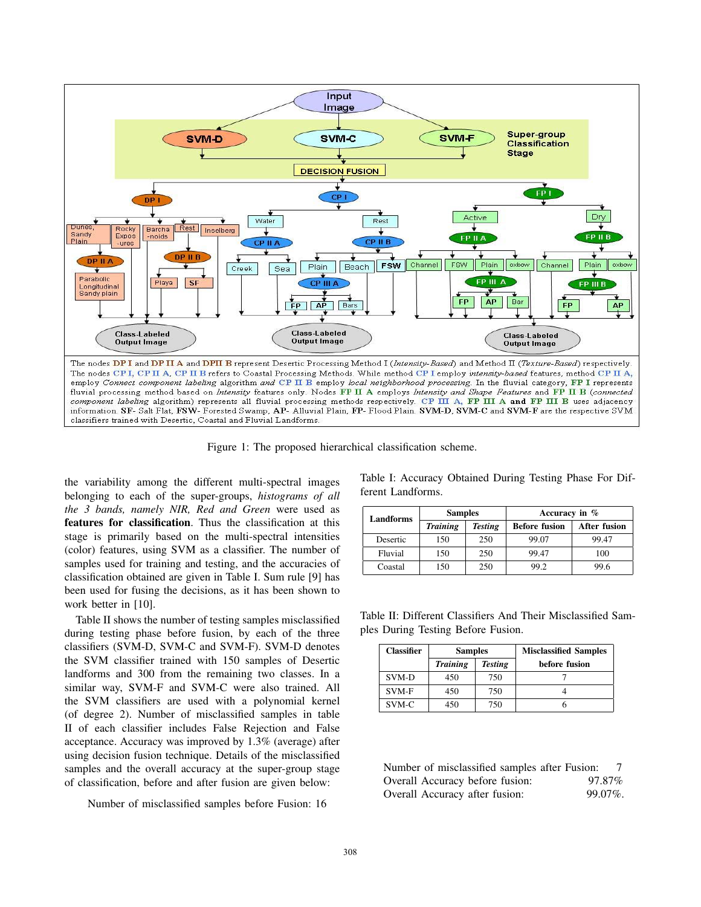The nodes DP I and DP II A and DPII B represent Desertic Processing Method I (*Intensity-Based*) and Method II (*Texture-Based*) respectively. The nodes CP I, CP II A, CP II B refers to Coastal Processing Methods. While method CP I employ *intensity-based* features, method CP II A, employ *Connect component labeling* algorithm *and* CP II B employ *local neighborhood processing*. In the fluvial category, FP I represents fluvial processing method based on *Intensity* features only. Nodes FP II A employs *Intensity and Shape Features* and FP II B (*connected component labeling* algorithm) represents all fluvial processing methods respectively. CP III A, FP III A and FP III B uses adjacency information. SF- Salt Flat, FSW- Forested Swamp, AP- Alluvial Plain, FP- Flood Plain. SVM-D, SVM-C and SVM-F are the respective SVM classifiers trained with Desertic, Coastal and Fluvial Landforms.

Figure 1: The proposed hierarchical classification scheme.

the variability among the different multi-spectral images belonging to each of the super-groups, *histograms of all the 3 bands, namely NIR, Red and Green* were used as **features for classification**. Thus the classification at this stage is primarily based on the multi-spectral intensities (color) features, using SVM as a classifier. The number of samples used for training and testing, and the accuracies of classification obtained are given in Table I. Sum rule [9] has been used for fusing the decisions, as it has been shown to work better in [10].

Table II shows the number of testing samples misclassified during testing phase before fusion, by each of the three classifiers (SVM-D, SVM-C and SVM-F). SVM-D denotes the SVM classifier trained with 150 samples of Desertic landforms and 300 from the remaining two classes. In a similar way, SVM-F and SVM-C were also trained. All the SVM classifiers are used with a polynomial kernel (of degree 2). Number of misclassified samples in table II of each classifier includes False Rejection and False acceptance. Accuracy was improved by 1.3% (average) after using decision fusion technique. Details of the misclassified samples and the overall accuracy at the super-group stage of classification, before and after fusion are given below:

Number of misclassified samples before Fusion: 16

Table I: Accuracy Obtained During Testing Phase For Different Landforms.

| Landforms | Samples | | Accuracy in % | |
|---|---|---|---|---|
| | *Training* | *Testing* | Before fusion | After fusion |
| Desertic | 150 | 250 | 99.07 | 99.47 |
| Fluvial | 150 | 250 | 99.47 | 100 |
| Coastal | 150 | 250 | 99.2 | 99.6 |

Table II: Different Classifiers And Their Misclassified Samples During Testing Before Fusion.

| Classifier | Samples | | Misclassified Samples |
|---|---|---|---|
| | *Training* | *Testing* | before fusion |
| SVM-D | 450 | 750 | 7 |
| SVM-F | 450 | 750 | 4 |
| SVM-C | 450 | 750 | 6 |

Number of misclassified samples after Fusion: 7
Overall Accuracy before fusion: 97.87%
Overall Accuracy after fusion: 99.07%.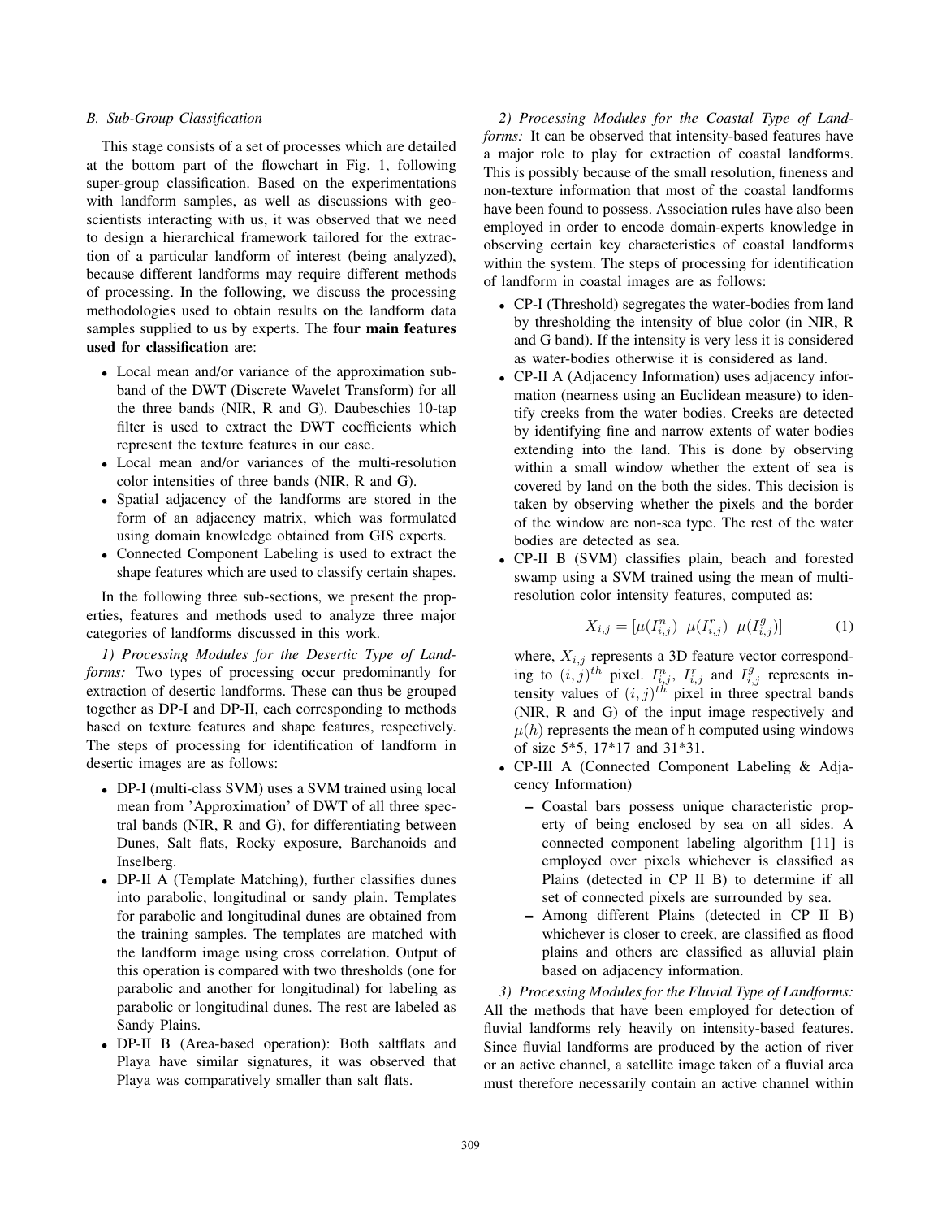### B. Sub-Group Classification

This stage consists of a set of processes which are detailed at the bottom part of the flowchart in Fig. 1, following super-group classification. Based on the experimentations with landform samples, as well as discussions with geo-scientists interacting with us, it was observed that we need to design a hierarchical framework tailored for the extraction of a particular landform of interest (being analyzed), because different landforms may require different methods of processing. In the following, we discuss the processing methodologies used to obtain results on the landform data samples supplied to us by experts. The **four main features used for classification** are:

- Local mean and/or variance of the approximation sub-band of the DWT (Discrete Wavelet Transform) for all the three bands (NIR, R and G). Daubeschies 10-tap filter is used to extract the DWT coefficients which represent the texture features in our case.
- Local mean and/or variances of the multi-resolution color intensities of three bands (NIR, R and G).
- Spatial adjacency of the landforms are stored in the form of an adjacency matrix, which was formulated using domain knowledge obtained from GIS experts.
- Connected Component Labeling is used to extract the shape features which are used to classify certain shapes.

In the following three sub-sections, we present the properties, features and methods used to analyze three major categories of landforms discussed in this work.

*1) Processing Modules for the Desertic Type of Landforms:* Two types of processing occur predominantly for extraction of desertic landforms. These can thus be grouped together as DP-I and DP-II, each corresponding to methods based on texture features and shape features, respectively. The steps of processing for identification of landform in desertic images are as follows:

- DP-I (multi-class SVM) uses a SVM trained using local mean from 'Approximation' of DWT of all three spectral bands (NIR, R and G), for differentiating between Dunes, Salt flats, Rocky exposure, Barchanoids and Inselberg.
- DP-II A (Template Matching), further classifies dunes into parabolic, longitudinal or sandy plain. Templates for parabolic and longitudinal dunes are obtained from the training samples. The templates are matched with the landform image using cross correlation. Output of this operation is compared with two thresholds (one for parabolic and another for longitudinal) for labeling as parabolic or longitudinal dunes. The rest are labeled as Sandy Plains.
- DP-II B (Area-based operation): Both saltflats and Playa have similar signatures, it was observed that Playa was comparatively smaller than salt flats.

*2) Processing Modules for the Coastal Type of Landforms:* It can be observed that intensity-based features have a major role to play for extraction of coastal landforms. This is possibly because of the small resolution, fineness and non-texture information that most of the coastal landforms have been found to possess. Association rules have also been employed in order to encode domain-experts knowledge in observing certain key characteristics of coastal landforms within the system. The steps of processing for identification of landform in coastal images are as follows:

- CP-I (Threshold) segregates the water-bodies from land by thresholding the intensity of blue color (in NIR, R and G band). If the intensity is very less it is considered as water-bodies otherwise it is considered as land.
- CP-II A (Adjacency Information) uses adjacency information (nearness using an Euclidean measure) to identify creeks from the water bodies. Creeks are detected by identifying fine and narrow extents of water bodies extending into the land. This is done by observing within a small window whether the extent of sea is covered by land on the both the sides. This decision is taken by observing whether the pixels and the border of the window are non-sea type. The rest of the water bodies are detected as sea.
- CP-II B (SVM) classifies plain, beach and forested swamp using a SVM trained using the mean of multi-resolution color intensity features, computed as:

$$X_{i,j} = [\mu(I^n_{i,j}) \;\; \mu(I^r_{i,j}) \;\; \mu(I^g_{i,j})] \tag{1}$$

  where, $X_{i,j}$ represents a 3D feature vector corresponding to $(i,j)^{th}$ pixel. $I^n_{i,j}$, $I^r_{i,j}$ and $I^g_{i,j}$ represents intensity values of $(i,j)^{th}$ pixel in three spectral bands (NIR, R and G) of the input image respectively and $\mu(h)$ represents the mean of h computed using windows of size 5\*5, 17\*17 and 31\*31.
- CP-III A (Connected Component Labeling & Adjacency Information)
  - Coastal bars possess unique characteristic property of being enclosed by sea on all sides. A connected component labeling algorithm [11] is employed over pixels whichever is classified as Plains (detected in CP II B) to determine if all set of connected pixels are surrounded by sea.
  - Among different Plains (detected in CP II B) whichever is closer to creek, are classified as flood plains and others are classified as alluvial plain based on adjacency information.

*3) Processing Modules for the Fluvial Type of Landforms:* All the methods that have been employed for detection of fluvial landforms rely heavily on intensity-based features. Since fluvial landforms are produced by the action of river or an active channel, a satellite image taken of a fluvial area must therefore necessarily contain an active channel within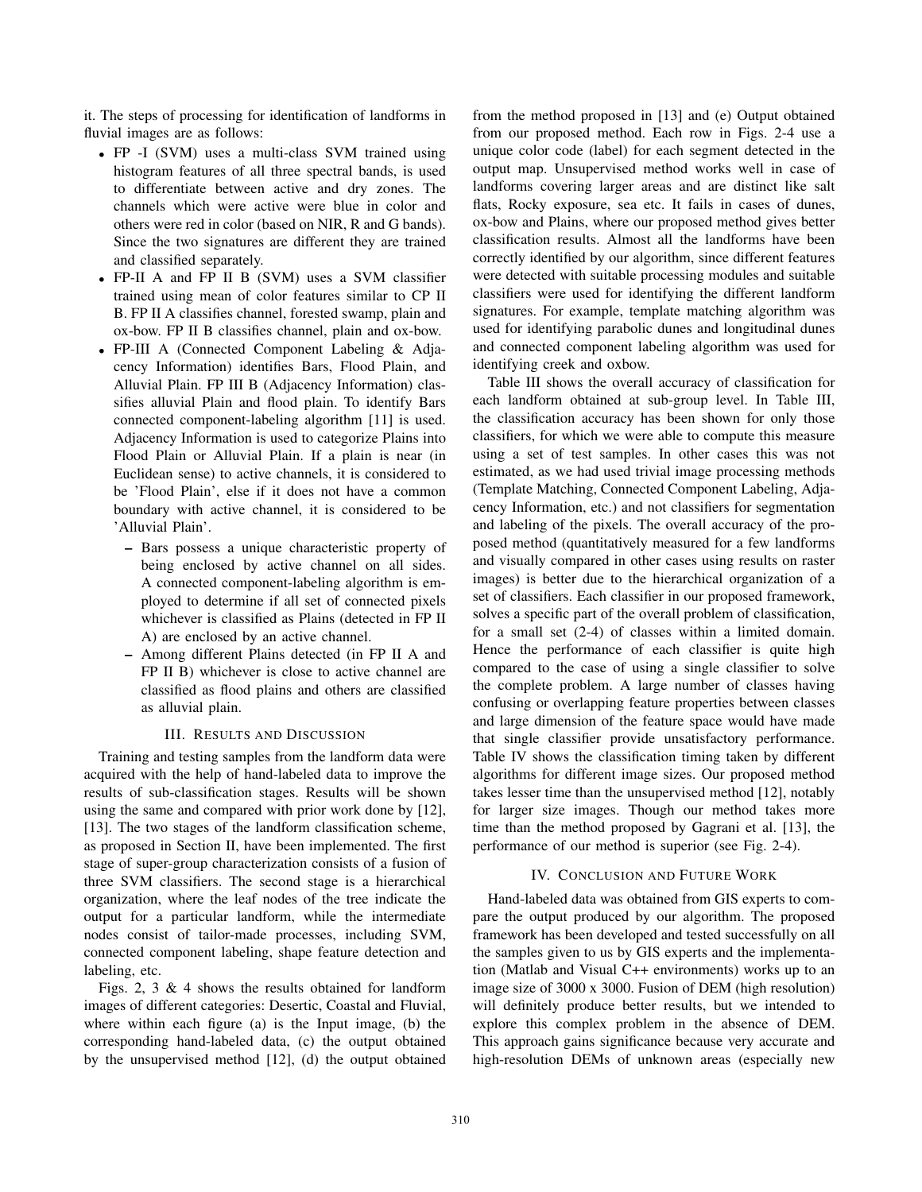it. The steps of processing for identification of landforms in fluvial images are as follows:

- FP -I (SVM) uses a multi-class SVM trained using histogram features of all three spectral bands, is used to differentiate between active and dry zones. The channels which were active were blue in color and others were red in color (based on NIR, R and G bands). Since the two signatures are different they are trained and classified separately.
- FP-II A and FP II B (SVM) uses a SVM classifier trained using mean of color features similar to CP II B. FP II A classifies channel, forested swamp, plain and ox-bow. FP II B classifies channel, plain and ox-bow.
- FP-III A (Connected Component Labeling & Adjacency Information) identifies Bars, Flood Plain, and Alluvial Plain. FP III B (Adjacency Information) classifies alluvial Plain and flood plain. To identify Bars connected component-labeling algorithm [11] is used. Adjacency Information is used to categorize Plains into Flood Plain or Alluvial Plain. If a plain is near (in Euclidean sense) to active channels, it is considered to be 'Flood Plain', else if it does not have a common boundary with active channel, it is considered to be 'Alluvial Plain'.
  - Bars possess a unique characteristic property of being enclosed by active channel on all sides. A connected component-labeling algorithm is employed to determine if all set of connected pixels whichever is classified as Plains (detected in FP II A) are enclosed by an active channel.
  - Among different Plains detected (in FP II A and FP II B) whichever is close to active channel are classified as flood plains and others are classified as alluvial plain.

## III. Results and Discussion

Training and testing samples from the landform data were acquired with the help of hand-labeled data to improve the results of sub-classification stages. Results will be shown using the same and compared with prior work done by [12], [13]. The two stages of the landform classification scheme, as proposed in Section II, have been implemented. The first stage of super-group characterization consists of a fusion of three SVM classifiers. The second stage is a hierarchical organization, where the leaf nodes of the tree indicate the output for a particular landform, while the intermediate nodes consist of tailor-made processes, including SVM, connected component labeling, shape feature detection and labeling, etc.

Figs. 2, 3 & 4 shows the results obtained for landform images of different categories: Desertic, Coastal and Fluvial, where within each figure (a) is the Input image, (b) the corresponding hand-labeled data, (c) the output obtained by the unsupervised method [12], (d) the output obtained from the method proposed in [13] and (e) Output obtained from our proposed method. Each row in Figs. 2-4 use a unique color code (label) for each segment detected in the output map. Unsupervised method works well in case of landforms covering larger areas and are distinct like salt flats, Rocky exposure, sea etc. It fails in cases of dunes, ox-bow and Plains, where our proposed method gives better classification results. Almost all the landforms have been correctly identified by our algorithm, since different features were detected with suitable processing modules and suitable classifiers were used for identifying the different landform signatures. For example, template matching algorithm was used for identifying parabolic dunes and longitudinal dunes and connected component labeling algorithm was used for identifying creek and oxbow.

Table III shows the overall accuracy of classification for each landform obtained at sub-group level. In Table III, the classification accuracy has been shown for only those classifiers, for which we were able to compute this measure using a set of test samples. In other cases this was not estimated, as we had used trivial image processing methods (Template Matching, Connected Component Labeling, Adjacency Information, etc.) and not classifiers for segmentation and labeling of the pixels. The overall accuracy of the proposed method (quantitatively measured for a few landforms and visually compared in other cases using results on raster images) is better due to the hierarchical organization of a set of classifiers. Each classifier in our proposed framework, solves a specific part of the overall problem of classification, for a small set (2-4) of classes within a limited domain. Hence the performance of each classifier is quite high compared to the case of using a single classifier to solve the complete problem. A large number of classes having confusing or overlapping feature properties between classes and large dimension of the feature space would have made that single classifier provide unsatisfactory performance. Table IV shows the classification timing taken by different algorithms for different image sizes. Our proposed method takes lesser time than the unsupervised method [12], notably for larger size images. Though our method takes more time than the method proposed by Gagrani et al. [13], the performance of our method is superior (see Fig. 2-4).

## IV. Conclusion and Future Work

Hand-labeled data was obtained from GIS experts to compare the output produced by our algorithm. The proposed framework has been developed and tested successfully on all the samples given to us by GIS experts and the implementation (Matlab and Visual C++ environments) works up to an image size of 3000 x 3000. Fusion of DEM (high resolution) will definitely produce better results, but we intended to explore this complex problem in the absence of DEM. This approach gains significance because very accurate and high-resolution DEMs of unknown areas (especially new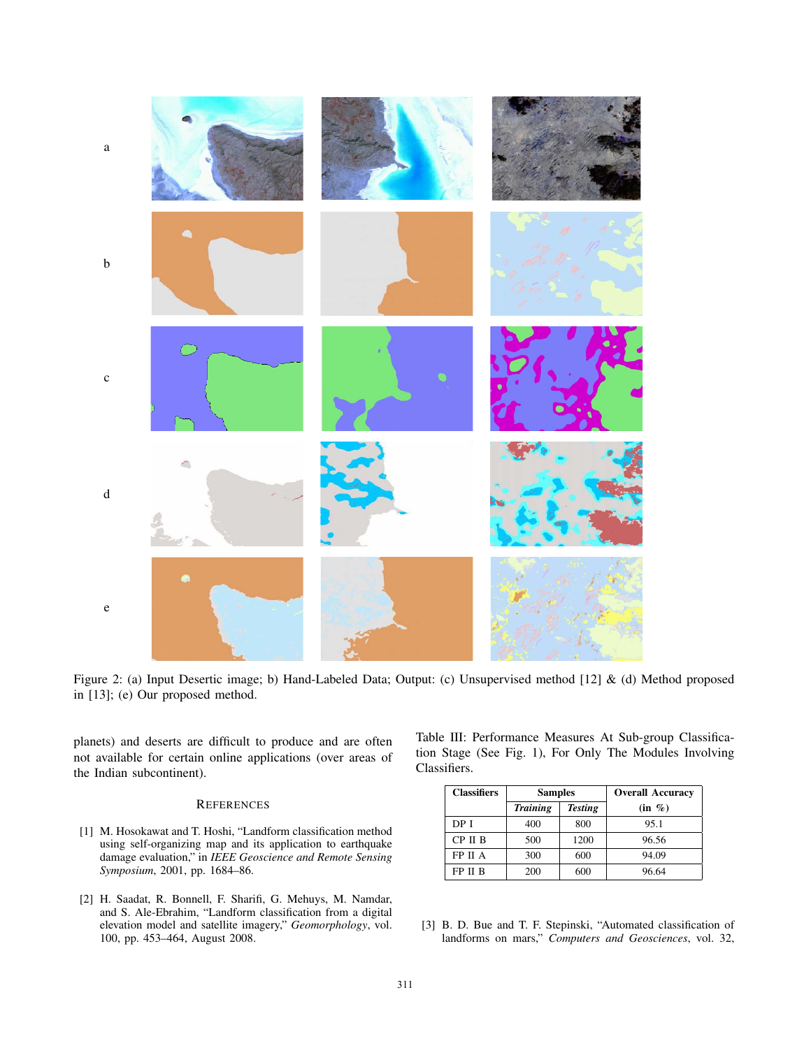Figure 2: (a) Input Desertic image; b) Hand-Labeled Data; Output: (c) Unsupervised method [12] & (d) Method proposed in [13]; (e) Our proposed method.

planets) and deserts are difficult to produce and are often not available for certain online applications (over areas of the Indian subcontinent).

Table III: Performance Measures At Sub-group Classification Stage (See Fig. 1), For Only The Modules Involving Classifiers.

| Classifiers | Samples | | Overall Accuracy |
|---|---|---|---|
| | ***Training*** | ***Testing*** | (in %) |
| DP I | 400 | 800 | 95.1 |
| CP II B | 500 | 1200 | 96.56 |
| FP II A | 300 | 600 | 94.09 |
| FP II B | 200 | 600 | 96.64 |

## REFERENCES

[1] M. Hosokawat and T. Hoshi, "Landform classification method using self-organizing map and its application to earthquake damage evaluation," in *IEEE Geoscience and Remote Sensing Symposium*, 2001, pp. 1684–86.

[2] H. Saadat, R. Bonnell, F. Sharifi, G. Mehuys, M. Namdar, and S. Ale-Ebrahim, "Landform classification from a digital elevation model and satellite imagery," *Geomorphology*, vol. 100, pp. 453–464, August 2008.

[3] B. D. Bue and T. F. Stepinski, "Automated classification of landforms on mars," *Computers and Geosciences*, vol. 32,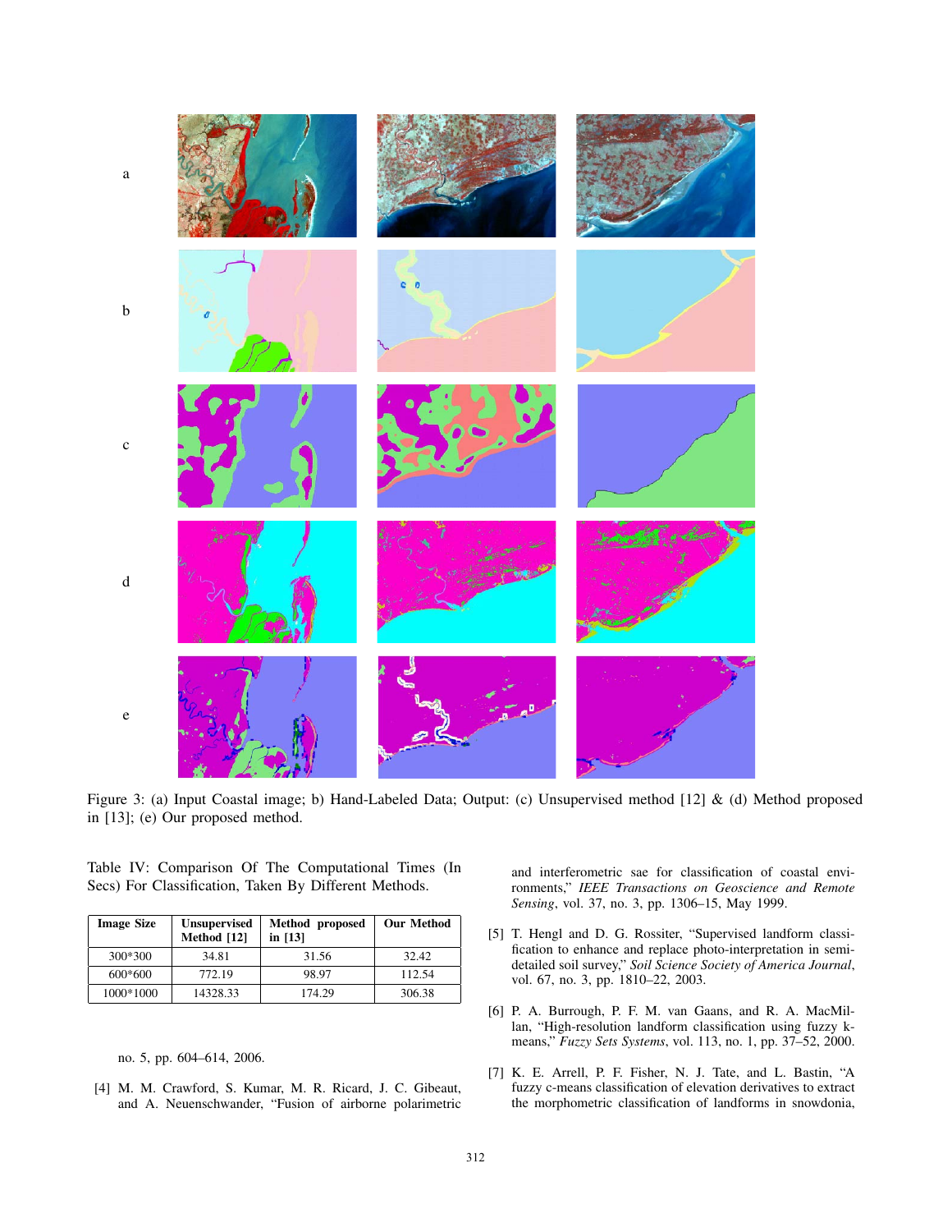Figure 3: (a) Input Coastal image; b) Hand-Labeled Data; Output: (c) Unsupervised method [12] & (d) Method proposed in [13]; (e) Our proposed method.

Table IV: Comparison Of The Computational Times (In Secs) For Classification, Taken By Different Methods.

| Image Size | Unsupervised Method [12] | Method proposed in [13] | Our Method |
|---|---|---|---|
| 300*300 | 34.81 | 31.56 | 32.42 |
| 600*600 | 772.19 | 98.97 | 112.54 |
| 1000*1000 | 14328.33 | 174.29 | 306.38 |

no. 5, pp. 604–614, 2006.

[4] M. M. Crawford, S. Kumar, M. R. Ricard, J. C. Gibeaut, and A. Neuenschwander, "Fusion of airborne polarimetric and interferometric sae for classification of coastal environments," *IEEE Transactions on Geoscience and Remote Sensing*, vol. 37, no. 3, pp. 1306–15, May 1999.

[5] T. Hengl and D. G. Rossiter, "Supervised landform classification to enhance and replace photo-interpretation in semi-detailed soil survey," *Soil Science Society of America Journal*, vol. 67, no. 3, pp. 1810–22, 2003.

[6] P. A. Burrough, P. F. M. van Gaans, and R. A. MacMillan, "High-resolution landform classification using fuzzy k-means," *Fuzzy Sets Systems*, vol. 113, no. 1, pp. 37–52, 2000.

[7] K. E. Arrell, P. F. Fisher, N. J. Tate, and L. Bastin, "A fuzzy c-means classification of elevation derivatives to extract the morphometric classification of landforms in snowdonia,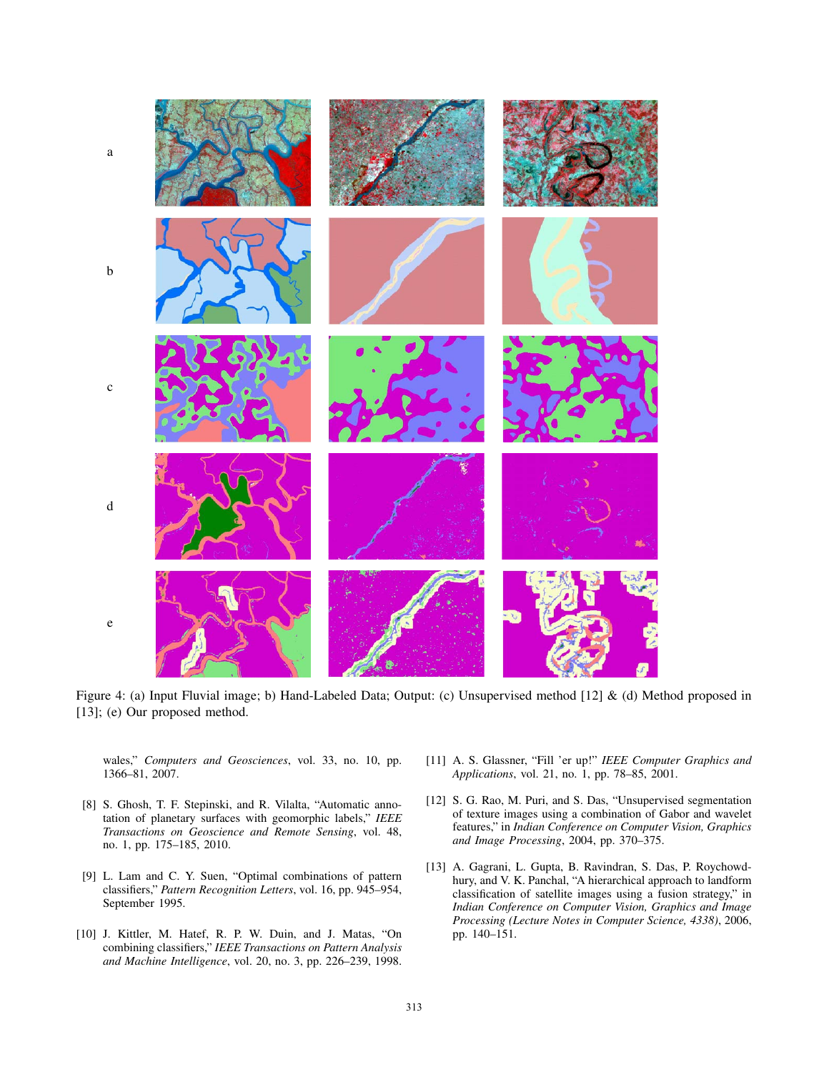a

b

c

d

e

Figure 4: (a) Input Fluvial image; b) Hand-Labeled Data; Output: (c) Unsupervised method [12] & (d) Method proposed in [13]; (e) Our proposed method.

wales," *Computers and Geosciences*, vol. 33, no. 10, pp. 1366–81, 2007.

[8] S. Ghosh, T. F. Stepinski, and R. Vilalta, "Automatic annotation of planetary surfaces with geomorphic labels," *IEEE Transactions on Geoscience and Remote Sensing*, vol. 48, no. 1, pp. 175–185, 2010.

[9] L. Lam and C. Y. Suen, "Optimal combinations of pattern classifiers," *Pattern Recognition Letters*, vol. 16, pp. 945–954, September 1995.

[10] J. Kittler, M. Hatef, R. P. W. Duin, and J. Matas, "On combining classifiers," *IEEE Transactions on Pattern Analysis and Machine Intelligence*, vol. 20, no. 3, pp. 226–239, 1998.

[11] A. S. Glassner, "Fill 'er up!" *IEEE Computer Graphics and Applications*, vol. 21, no. 1, pp. 78–85, 2001.

[12] S. G. Rao, M. Puri, and S. Das, "Unsupervised segmentation of texture images using a combination of Gabor and wavelet features," in *Indian Conference on Computer Vision, Graphics and Image Processing*, 2004, pp. 370–375.

[13] A. Gagrani, L. Gupta, B. Ravindran, S. Das, P. Roychowdhury, and V. K. Panchal, "A hierarchical approach to landform classification of satellite images using a fusion strategy," in *Indian Conference on Computer Vision, Graphics and Image Processing (Lecture Notes in Computer Science, 4338)*, 2006, pp. 140–151.